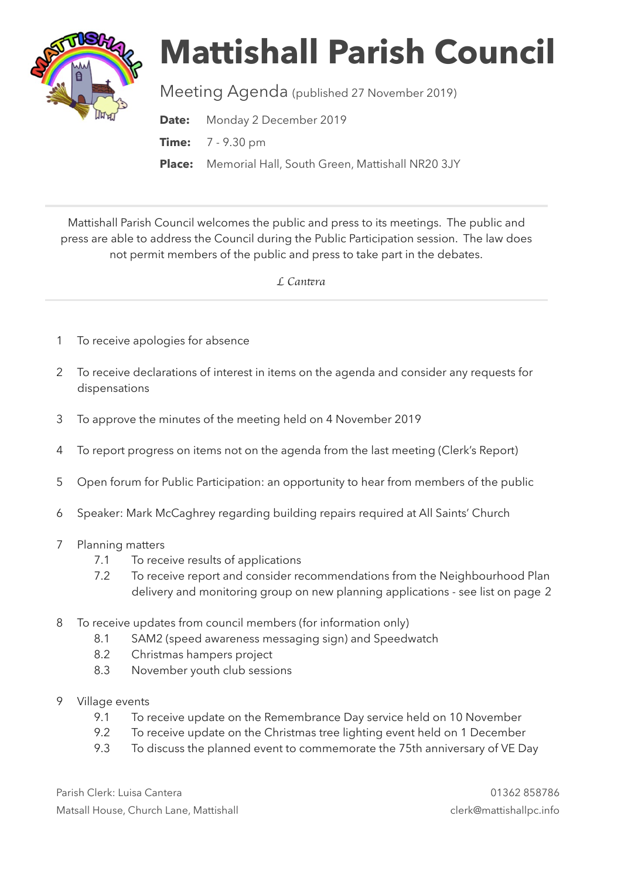# Mattishall Parish Council

Meeting Agenda (published 27 November 2019)

**Date:** Monday 2 December 2019

**Time:** 7 - 9.30 pm

**Place:** Memorial Hall, South Green, Mattishall NR20 3JY

---

Mattishall Parish Council welcomes the public and press to its meetings. The public and press are able to address the Council during the Public Participation session. The law does not permit members of the public and press to take part in the debates.

*L Cantera*

---

1 To receive apologies for absence

2 To receive declarations of interest in items on the agenda and consider any requests for dispensations

3 To approve the minutes of the meeting held on 4 November 2019

4 To report progress on items not on the agenda from the last meeting (Clerk's Report)

5 Open forum for Public Participation: an opportunity to hear from members of the public

6 Speaker: Mark McCaghrey regarding building repairs required at All Saints' Church

7 Planning matters
   - 7.1 To receive results of applications
   - 7.2 To receive report and consider recommendations from the Neighbourhood Plan delivery and monitoring group on new planning applications - see list on page 2

8 To receive updates from council members (for information only)
   - 8.1 SAM2 (speed awareness messaging sign) and Speedwatch
   - 8.2 Christmas hampers project
   - 8.3 November youth club sessions

9 Village events
   - 9.1 To receive update on the Remembrance Day service held on 10 November
   - 9.2 To receive update on the Christmas tree lighting event held on 1 December
   - 9.3 To discuss the planned event to commemorate the 75th anniversary of VE Day

Parish Clerk: Luisa Cantera
Matsall House, Church Lane, Mattishall

01362 858786
clerk@mattishallpc.info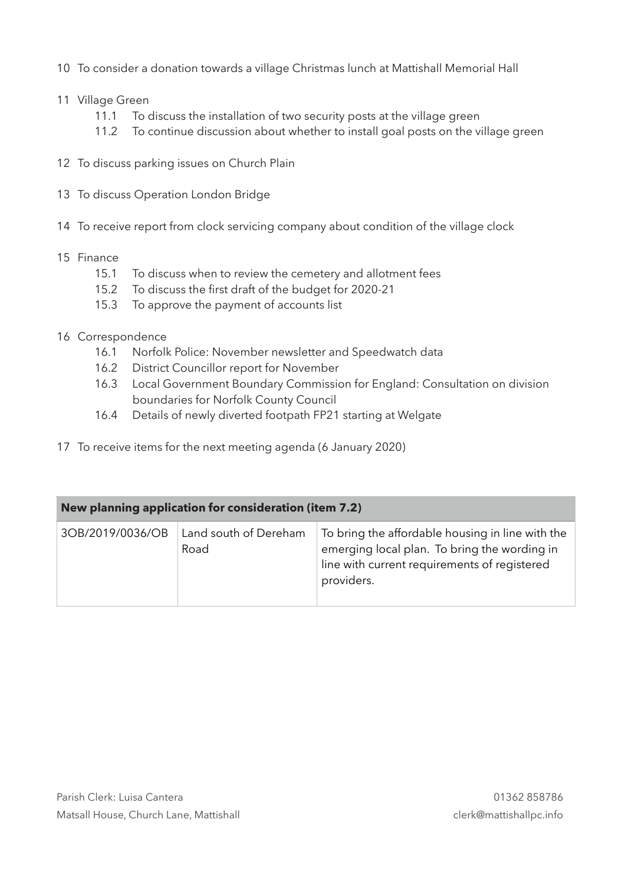10 To consider a donation towards a village Christmas lunch at Mattishall Memorial Hall

11 Village Green
   - 11.1 To discuss the installation of two security posts at the village green
   - 11.2 To continue discussion about whether to install goal posts on the village green

12 To discuss parking issues on Church Plain

13 To discuss Operation London Bridge

14 To receive report from clock servicing company about condition of the village clock

15 Finance
   - 15.1 To discuss when to review the cemetery and allotment fees
   - 15.2 To discuss the first draft of the budget for 2020-21
   - 15.3 To approve the payment of accounts list

16 Correspondence
   - 16.1 Norfolk Police: November newsletter and Speedwatch data
   - 16.2 District Councillor report for November
   - 16.3 Local Government Boundary Commission for England: Consultation on division boundaries for Norfolk County Council
   - 16.4 Details of newly diverted footpath FP21 starting at Welgate

17 To receive items for the next meeting agenda (6 January 2020)

| **New planning application for consideration (item 7.2)** | | |
|---|---|---|
| 3OB/2019/0036/OB | Land south of Dereham Road | To bring the affordable housing in line with the emerging local plan. To bring the wording in line with current requirements of registered providers. |

Parish Clerk: Luisa Cantera
Matsall House, Church Lane, Mattishall
01362 858786
clerk@mattishallpc.info